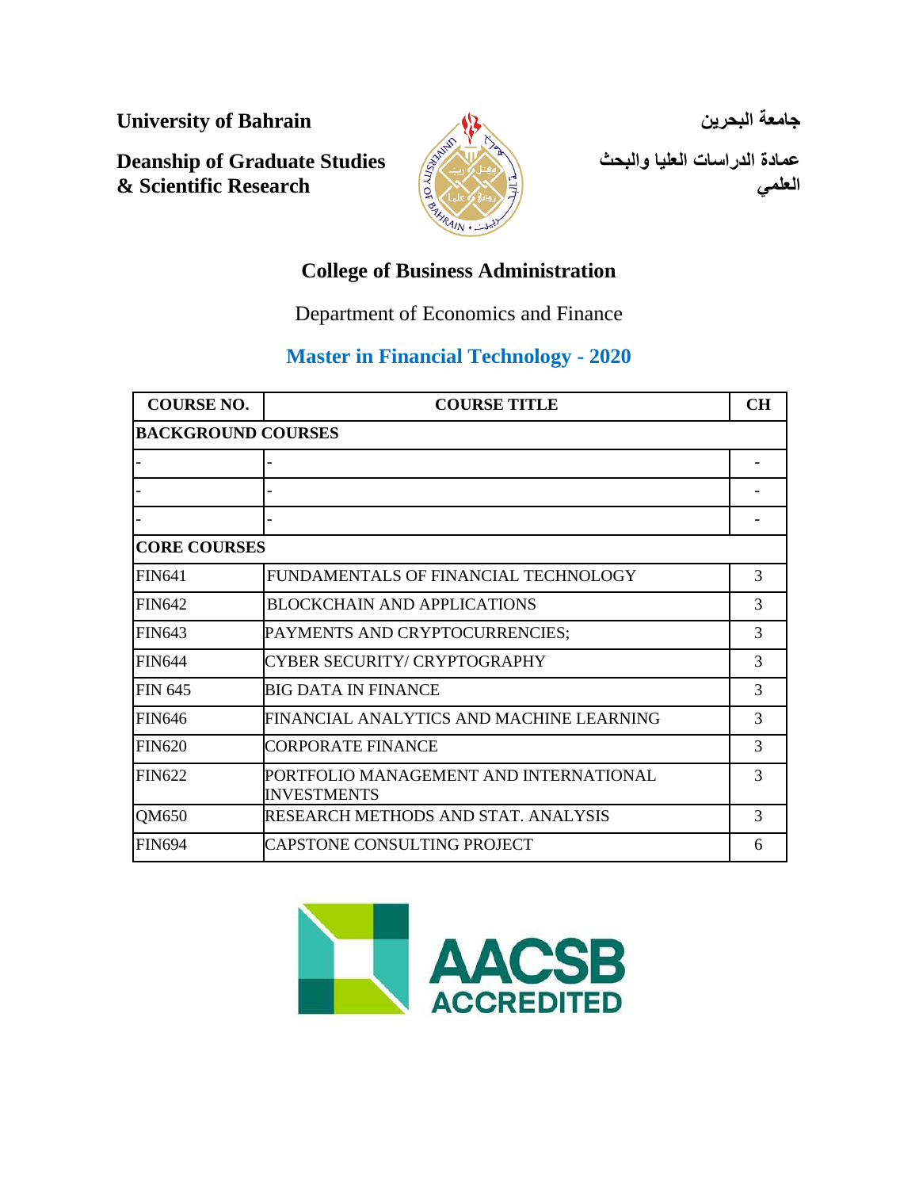**University of Bahrain**

**Deanship of Graduate Studies & Scientific Research**

**جامعة البحرين**

**عمادة الدراسات العليا والبحث العلمي**

## College of Business Administration

Department of Economics and Finance

## Master in Financial Technology - 2020

| COURSE NO. | COURSE TITLE | CH |
| --- | --- | --- |
| **BACKGROUND COURSES** | | |
| - | - | - |
| - | - | - |
| - | - | - |
| **CORE COURSES** | | |
| FIN641 | FUNDAMENTALS OF FINANCIAL TECHNOLOGY | 3 |
| FIN642 | BLOCKCHAIN AND APPLICATIONS | 3 |
| FIN643 | PAYMENTS AND CRYPTOCURRENCIES; | 3 |
| FIN644 | CYBER SECURITY/ CRYPTOGRAPHY | 3 |
| FIN 645 | BIG DATA IN FINANCE | 3 |
| FIN646 | FINANCIAL ANALYTICS AND MACHINE LEARNING | 3 |
| FIN620 | CORPORATE FINANCE | 3 |
| FIN622 | PORTFOLIO MANAGEMENT AND INTERNATIONAL INVESTMENTS | 3 |
| QM650 | RESEARCH METHODS AND STAT. ANALYSIS | 3 |
| FIN694 | CAPSTONE CONSULTING PROJECT | 6 |

AACSB ACCREDITED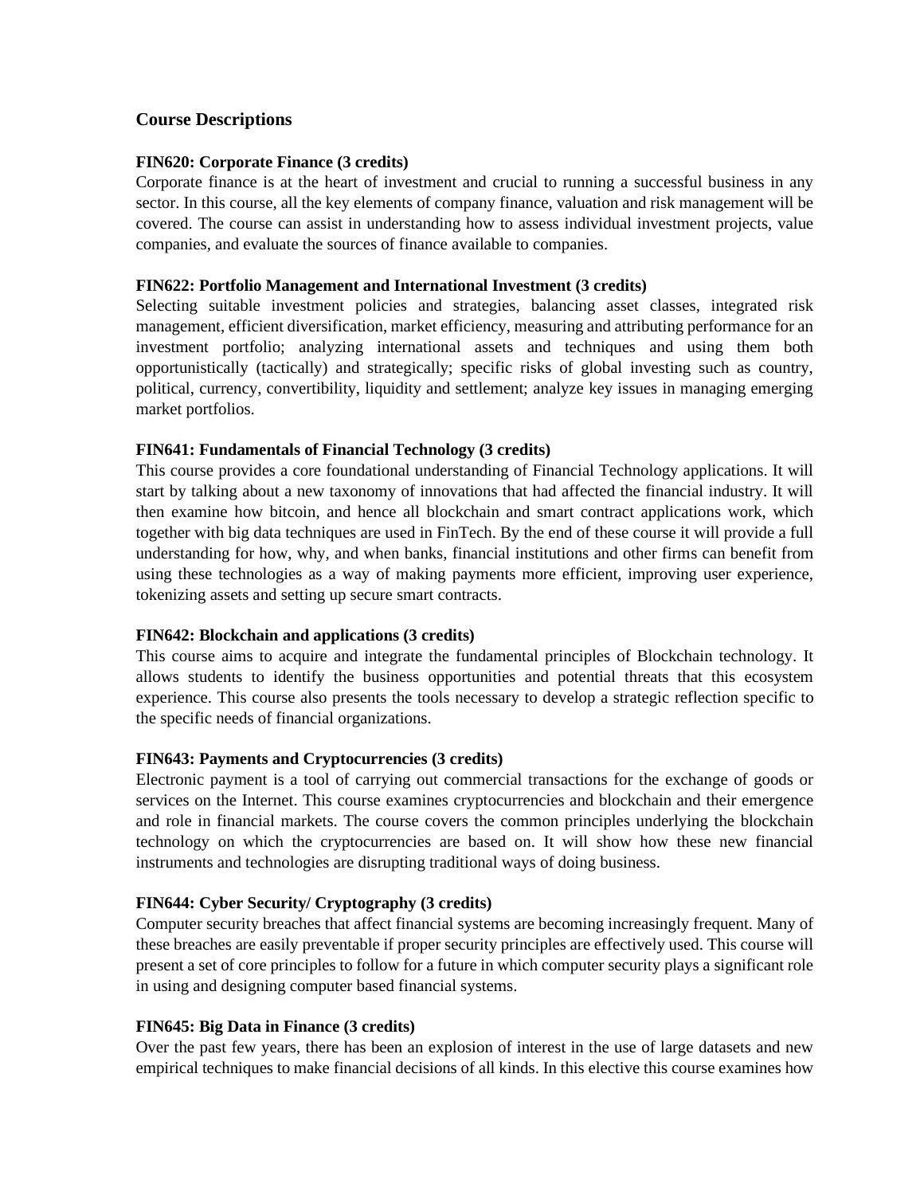### Course Descriptions

**FIN620: Corporate Finance (3 credits)**

Corporate finance is at the heart of investment and crucial to running a successful business in any sector. In this course, all the key elements of company finance, valuation and risk management will be covered. The course can assist in understanding how to assess individual investment projects, value companies, and evaluate the sources of finance available to companies.

**FIN622: Portfolio Management and International Investment (3 credits)**

Selecting suitable investment policies and strategies, balancing asset classes, integrated risk management, efficient diversification, market efficiency, measuring and attributing performance for an investment portfolio; analyzing international assets and techniques and using them both opportunistically (tactically) and strategically; specific risks of global investing such as country, political, currency, convertibility, liquidity and settlement; analyze key issues in managing emerging market portfolios.

**FIN641: Fundamentals of Financial Technology (3 credits)**

This course provides a core foundational understanding of Financial Technology applications. It will start by talking about a new taxonomy of innovations that had affected the financial industry. It will then examine how bitcoin, and hence all blockchain and smart contract applications work, which together with big data techniques are used in FinTech. By the end of these course it will provide a full understanding for how, why, and when banks, financial institutions and other firms can benefit from using these technologies as a way of making payments more efficient, improving user experience, tokenizing assets and setting up secure smart contracts.

**FIN642: Blockchain and applications (3 credits)**

This course aims to acquire and integrate the fundamental principles of Blockchain technology. It allows students to identify the business opportunities and potential threats that this ecosystem experience. This course also presents the tools necessary to develop a strategic reflection specific to the specific needs of financial organizations.

**FIN643: Payments and Cryptocurrencies (3 credits)**

Electronic payment is a tool of carrying out commercial transactions for the exchange of goods or services on the Internet. This course examines cryptocurrencies and blockchain and their emergence and role in financial markets. The course covers the common principles underlying the blockchain technology on which the cryptocurrencies are based on. It will show how these new financial instruments and technologies are disrupting traditional ways of doing business.

**FIN644: Cyber Security/ Cryptography (3 credits)**

Computer security breaches that affect financial systems are becoming increasingly frequent. Many of these breaches are easily preventable if proper security principles are effectively used. This course will present a set of core principles to follow for a future in which computer security plays a significant role in using and designing computer based financial systems.

**FIN645: Big Data in Finance (3 credits)**

Over the past few years, there has been an explosion of interest in the use of large datasets and new empirical techniques to make financial decisions of all kinds. In this elective this course examines how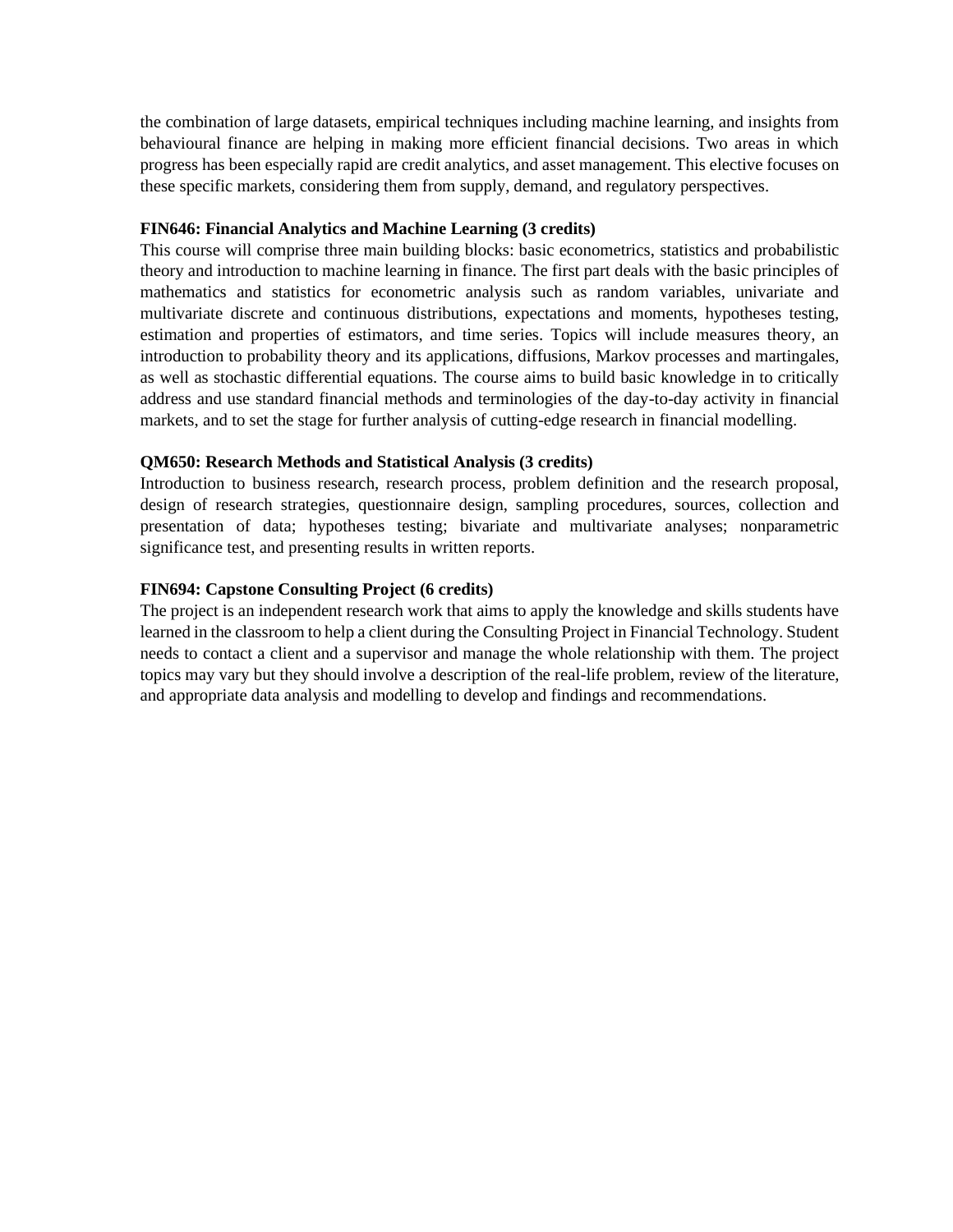the combination of large datasets, empirical techniques including machine learning, and insights from behavioural finance are helping in making more efficient financial decisions. Two areas in which progress has been especially rapid are credit analytics, and asset management. This elective focuses on these specific markets, considering them from supply, demand, and regulatory perspectives.

**FIN646: Financial Analytics and Machine Learning (3 credits)**
This course will comprise three main building blocks: basic econometrics, statistics and probabilistic theory and introduction to machine learning in finance. The first part deals with the basic principles of mathematics and statistics for econometric analysis such as random variables, univariate and multivariate discrete and continuous distributions, expectations and moments, hypotheses testing, estimation and properties of estimators, and time series. Topics will include measures theory, an introduction to probability theory and its applications, diffusions, Markov processes and martingales, as well as stochastic differential equations. The course aims to build basic knowledge in to critically address and use standard financial methods and terminologies of the day-to-day activity in financial markets, and to set the stage for further analysis of cutting-edge research in financial modelling.

**QM650: Research Methods and Statistical Analysis (3 credits)**
Introduction to business research, research process, problem definition and the research proposal, design of research strategies, questionnaire design, sampling procedures, sources, collection and presentation of data; hypotheses testing; bivariate and multivariate analyses; nonparametric significance test, and presenting results in written reports.

**FIN694: Capstone Consulting Project (6 credits)**
The project is an independent research work that aims to apply the knowledge and skills students have learned in the classroom to help a client during the Consulting Project in Financial Technology. Student needs to contact a client and a supervisor and manage the whole relationship with them. The project topics may vary but they should involve a description of the real-life problem, review of the literature, and appropriate data analysis and modelling to develop and findings and recommendations.